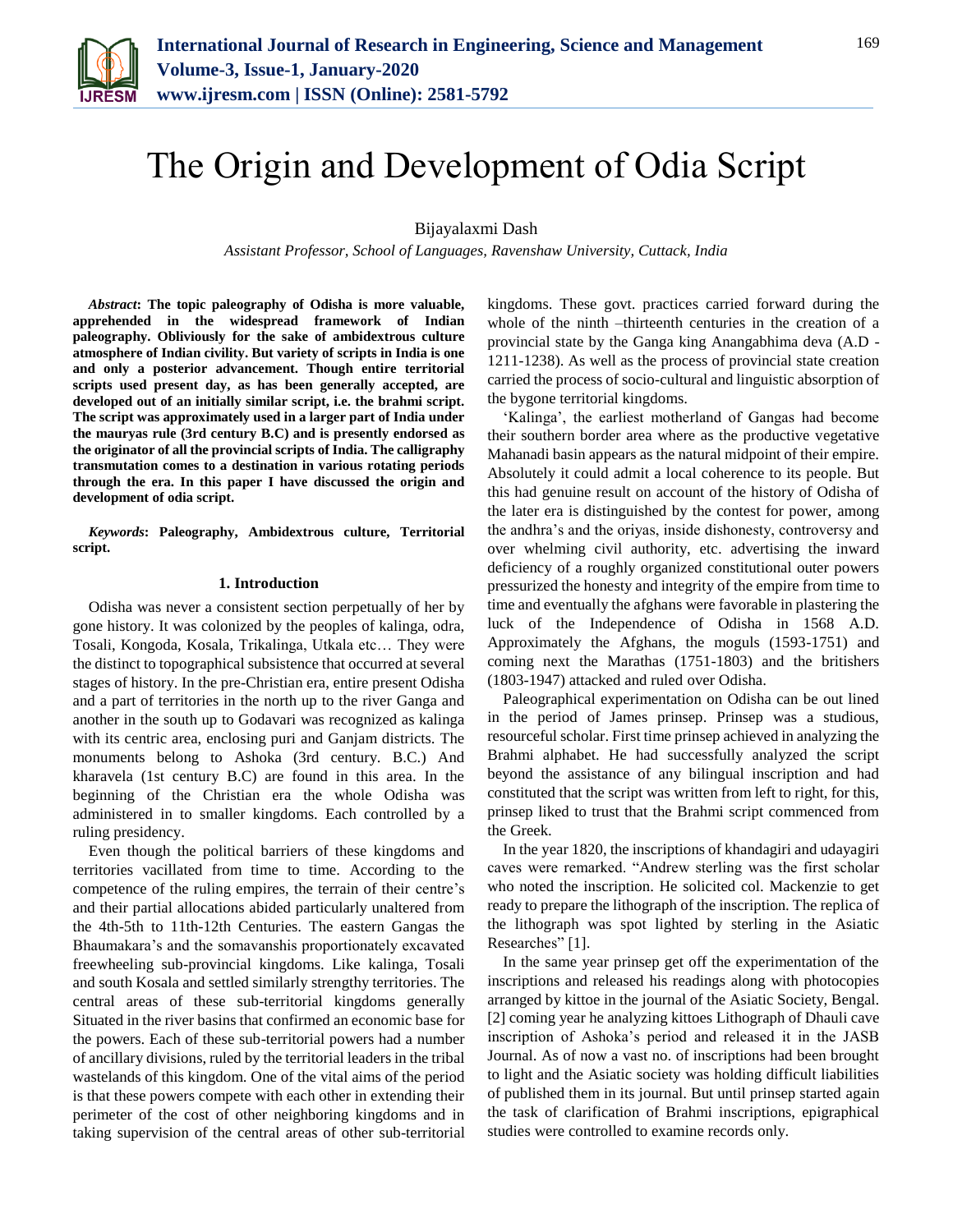# The Origin and Development of Odia Script

Bijayalaxmi Dash

*Assistant Professor, School of Languages, Ravenshaw University, Cuttack, India*

***Abstract*: The topic paleography of Odisha is more valuable, apprehended in the widespread framework of Indian paleography. Obliviously for the sake of ambidextrous culture atmosphere of Indian civility. But variety of scripts in India is one and only a posterior advancement. Though entire territorial scripts used present day, as has been generally accepted, are developed out of an initially similar script, i.e. the brahmi script. The script was approximately used in a larger part of India under the mauryas rule (3rd century B.C) and is presently endorsed as the originator of all the provincial scripts of India. The calligraphy transmutation comes to a destination in various rotating periods through the era. In this paper I have discussed the origin and development of odia script.**

***Keywords*: Paleography, Ambidextrous culture, Territorial script.**

## 1. Introduction

Odisha was never a consistent section perpetually of her by gone history. It was colonized by the peoples of kalinga, odra, Tosali, Kongoda, Kosala, Trikalinga, Utkala etc… They were the distinct to topographical subsistence that occurred at several stages of history. In the pre-Christian era, entire present Odisha and a part of territories in the north up to the river Ganga and another in the south up to Godavari was recognized as kalinga with its centric area, enclosing puri and Ganjam districts. The monuments belong to Ashoka (3rd century. B.C.) And kharavela (1st century B.C) are found in this area. In the beginning of the Christian era the whole Odisha was administered in to smaller kingdoms. Each controlled by a ruling presidency.

Even though the political barriers of these kingdoms and territories vacillated from time to time. According to the competence of the ruling empires, the terrain of their centre's and their partial allocations abided particularly unaltered from the 4th-5th to 11th-12th Centuries. The eastern Gangas the Bhaumakara's and the somavanshis proportionately excavated freewheeling sub-provincial kingdoms. Like kalinga, Tosali and south Kosala and settled similarly strengthy territories. The central areas of these sub-territorial kingdoms generally Situated in the river basins that confirmed an economic base for the powers. Each of these sub-territorial powers had a number of ancillary divisions, ruled by the territorial leaders in the tribal wastelands of this kingdom. One of the vital aims of the period is that these powers compete with each other in extending their perimeter of the cost of other neighboring kingdoms and in taking supervision of the central areas of other sub-territorial kingdoms. These govt. practices carried forward during the whole of the ninth –thirteenth centuries in the creation of a provincial state by the Ganga king Anangabhima deva (A.D - 1211-1238). As well as the process of provincial state creation carried the process of socio-cultural and linguistic absorption of the bygone territorial kingdoms.

'Kalinga', the earliest motherland of Gangas had become their southern border area where as the productive vegetative Mahanadi basin appears as the natural midpoint of their empire. Absolutely it could admit a local coherence to its people. But this had genuine result on account of the history of Odisha of the later era is distinguished by the contest for power, among the andhra's and the oriyas, inside dishonesty, controversy and over whelming civil authority, etc. advertising the inward deficiency of a roughly organized constitutional outer powers pressurized the honesty and integrity of the empire from time to time and eventually the afghans were favorable in plastering the luck of the Independence of Odisha in 1568 A.D. Approximately the Afghans, the moguls (1593-1751) and coming next the Marathas (1751-1803) and the britishers (1803-1947) attacked and ruled over Odisha.

Paleographical experimentation on Odisha can be out lined in the period of James prinsep. Prinsep was a studious, resourceful scholar. First time prinsep achieved in analyzing the Brahmi alphabet. He had successfully analyzed the script beyond the assistance of any bilingual inscription and had constituted that the script was written from left to right, for this, prinsep liked to trust that the Brahmi script commenced from the Greek.

In the year 1820, the inscriptions of khandagiri and udayagiri caves were remarked. "Andrew sterling was the first scholar who noted the inscription. He solicited col. Mackenzie to get ready to prepare the lithograph of the inscription. The replica of the lithograph was spot lighted by sterling in the Asiatic Researches" [1].

In the same year prinsep get off the experimentation of the inscriptions and released his readings along with photocopies arranged by kittoe in the journal of the Asiatic Society, Bengal. [2] coming year he analyzing kittoes Lithograph of Dhauli cave inscription of Ashoka's period and released it in the JASB Journal. As of now a vast no. of inscriptions had been brought to light and the Asiatic society was holding difficult liabilities of published them in its journal. But until prinsep started again the task of clarification of Brahmi inscriptions, epigraphical studies were controlled to examine records only.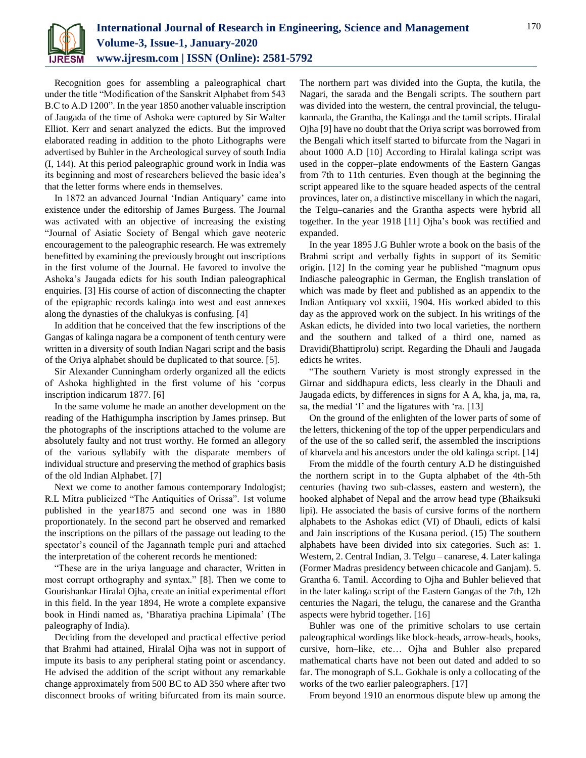Recognition goes for assembling a paleographical chart under the title "Modification of the Sanskrit Alphabet from 543 B.C to A.D 1200". In the year 1850 another valuable inscription of Jaugada of the time of Ashoka were captured by Sir Walter Elliot. Kerr and senart analyzed the edicts. But the improved elaborated reading in addition to the photo Lithographs were advertised by Buhler in the Archeological survey of south India (I, 144). At this period paleographic ground work in India was its beginning and most of researchers believed the basic idea's that the letter forms where ends in themselves.

In 1872 an advanced Journal 'Indian Antiquary' came into existence under the editorship of James Burgess. The Journal was activated with an objective of increasing the existing "Journal of Asiatic Society of Bengal which gave neoteric encouragement to the paleographic research. He was extremely benefitted by examining the previously brought out inscriptions in the first volume of the Journal. He favored to involve the Ashoka's Jaugada edicts for his south Indian paleographical enquiries. [3] His course of action of disconnecting the chapter of the epigraphic records kalinga into west and east annexes along the dynasties of the chalukyas is confusing. [4]

In addition that he conceived that the few inscriptions of the Gangas of kalinga nagara be a component of tenth century were written in a diversity of south Indian Nagari script and the basis of the Oriya alphabet should be duplicated to that source. [5].

Sir Alexander Cunningham orderly organized all the edicts of Ashoka highlighted in the first volume of his 'corpus inscription indicarum 1877. [6]

In the same volume he made an another development on the reading of the Hathigumpha inscription by James prinsep. But the photographs of the inscriptions attached to the volume are absolutely faulty and not trust worthy. He formed an allegory of the various syllabify with the disparate members of individual structure and preserving the method of graphics basis of the old Indian Alphabet. [7]

Next we come to another famous contemporary Indologist; R.L Mitra publicized "The Antiquities of Orissa". 1st volume published in the year1875 and second one was in 1880 proportionately. In the second part he observed and remarked the inscriptions on the pillars of the passage out leading to the spectator's council of the Jagannath temple puri and attached the interpretation of the coherent records he mentioned:

"These are in the uriya language and character, Written in most corrupt orthography and syntax." [8]. Then we come to Gourishankar Hiralal Ojha, create an initial experimental effort in this field. In the year 1894, He wrote a complete expansive book in Hindi named as, 'Bharatiya prachina Lipimala' (The paleography of India).

Deciding from the developed and practical effective period that Brahmi had attained, Hiralal Ojha was not in support of impute its basis to any peripheral stating point or ascendancy. He advised the addition of the script without any remarkable change approximately from 500 BC to AD 350 where after two disconnect brooks of writing bifurcated from its main source. The northern part was divided into the Gupta, the kutila, the Nagari, the sarada and the Bengali scripts. The southern part was divided into the western, the central provincial, the telugu-kannada, the Grantha, the Kalinga and the tamil scripts. Hiralal Ojha [9] have no doubt that the Oriya script was borrowed from the Bengali which itself started to bifurcate from the Nagari in about 1000 A.D [10] According to Hiralal kalinga script was used in the copper–plate endowments of the Eastern Gangas from 7th to 11th centuries. Even though at the beginning the script appeared like to the square headed aspects of the central provinces, later on, a distinctive miscellany in which the nagari, the Telgu–canaries and the Grantha aspects were hybrid all together. In the year 1918 [11] Ojha's book was rectified and expanded.

In the year 1895 J.G Buhler wrote a book on the basis of the Brahmi script and verbally fights in support of its Semitic origin. [12] In the coming year he published "magnum opus Indiasche paleographic in German, the English translation of which was made by fleet and published as an appendix to the Indian Antiquary vol xxxiii, 1904. His worked abided to this day as the approved work on the subject. In his writings of the Askan edicts, he divided into two local varieties, the northern and the southern and talked of a third one, named as Dravidi(Bhattiprolu) script. Regarding the Dhauli and Jaugada edicts he writes.

"The southern Variety is most strongly expressed in the Girnar and siddhapura edicts, less clearly in the Dhauli and Jaugada edicts, by differences in signs for A A, kha, ja, ma, ra, sa, the medial 'I' and the ligatures with 'ra. [13]

On the ground of the enlighten of the lower parts of some of the letters, thickening of the top of the upper perpendiculars and of the use of the so called serif, the assembled the inscriptions of kharvela and his ancestors under the old kalinga script. [14]

From the middle of the fourth century A.D he distinguished the northern script in to the Gupta alphabet of the 4th-5th centuries (having two sub-classes, eastern and western), the hooked alphabet of Nepal and the arrow head type (Bhaiksuki lipi). He associated the basis of cursive forms of the northern alphabets to the Ashokas edict (VI) of Dhauli, edicts of kalsi and Jain inscriptions of the Kusana period. (15) The southern alphabets have been divided into six categories. Such as: 1. Western, 2. Central Indian, 3. Telgu – canarese, 4. Later kalinga (Former Madras presidency between chicacole and Ganjam). 5. Grantha 6. Tamil. According to Ojha and Buhler believed that in the later kalinga script of the Eastern Gangas of the 7th, 12h centuries the Nagari, the telugu, the canarese and the Grantha aspects were hybrid together. [16]

Buhler was one of the primitive scholars to use certain paleographical wordings like block-heads, arrow-heads, hooks, cursive, horn–like, etc… Ojha and Buhler also prepared mathematical charts have not been out dated and added to so far. The monograph of S.L. Gokhale is only a collocating of the works of the two earlier paleographers. [17]

From beyond 1910 an enormous dispute blew up among the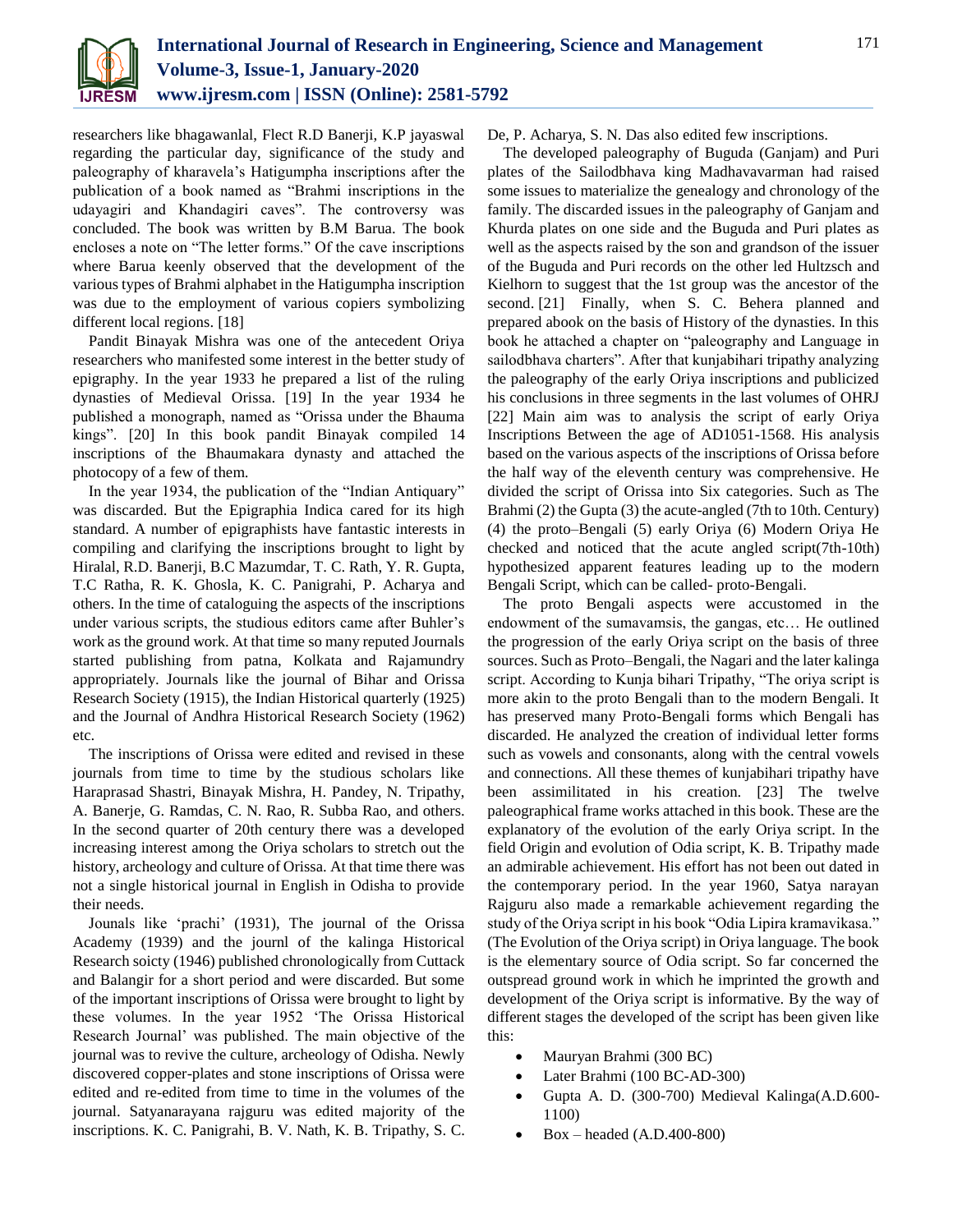researchers like bhagawanlal, Flect R.D Banerji, K.P jayaswal regarding the particular day, significance of the study and paleography of kharavela's Hatigumpha inscriptions after the publication of a book named as "Brahmi inscriptions in the udayagiri and Khandagiri caves". The controversy was concluded. The book was written by B.M Barua. The book encloses a note on "The letter forms." Of the cave inscriptions where Barua keenly observed that the development of the various types of Brahmi alphabet in the Hatigumpha inscription was due to the employment of various copiers symbolizing different local regions. [18]

Pandit Binayak Mishra was one of the antecedent Oriya researchers who manifested some interest in the better study of epigraphy. In the year 1933 he prepared a list of the ruling dynasties of Medieval Orissa. [19] In the year 1934 he published a monograph, named as "Orissa under the Bhauma kings". [20] In this book pandit Binayak compiled 14 inscriptions of the Bhaumakara dynasty and attached the photocopy of a few of them.

In the year 1934, the publication of the "Indian Antiquary" was discarded. But the Epigraphia Indica cared for its high standard. A number of epigraphists have fantastic interests in compiling and clarifying the inscriptions brought to light by Hiralal, R.D. Banerji, B.C Mazumdar, T. C. Rath, Y. R. Gupta, T.C Ratha, R. K. Ghosla, K. C. Panigrahi, P. Acharya and others. In the time of cataloguing the aspects of the inscriptions under various scripts, the studious editors came after Buhler's work as the ground work. At that time so many reputed Journals started publishing from patna, Kolkata and Rajamundry appropriately. Journals like the journal of Bihar and Orissa Research Society (1915), the Indian Historical quarterly (1925) and the Journal of Andhra Historical Research Society (1962) etc.

The inscriptions of Orissa were edited and revised in these journals from time to time by the studious scholars like Haraprasad Shastri, Binayak Mishra, H. Pandey, N. Tripathy, A. Banerje, G. Ramdas, C. N. Rao, R. Subba Rao, and others. In the second quarter of 20th century there was a developed increasing interest among the Oriya scholars to stretch out the history, archeology and culture of Orissa. At that time there was not a single historical journal in English in Odisha to provide their needs.

Jounals like 'prachi' (1931), The journal of the Orissa Academy (1939) and the journl of the kalinga Historical Research soicty (1946) published chronologically from Cuttack and Balangir for a short period and were discarded. But some of the important inscriptions of Orissa were brought to light by these volumes. In the year 1952 'The Orissa Historical Research Journal' was published. The main objective of the journal was to revive the culture, archeology of Odisha. Newly discovered copper-plates and stone inscriptions of Orissa were edited and re-edited from time to time in the volumes of the journal. Satyanarayana rajguru was edited majority of the inscriptions. K. C. Panigrahi, B. V. Nath, K. B. Tripathy, S. C. De, P. Acharya, S. N. Das also edited few inscriptions.

The developed paleography of Buguda (Ganjam) and Puri plates of the Sailodbhava king Madhavavarman had raised some issues to materialize the genealogy and chronology of the family. The discarded issues in the paleography of Ganjam and Khurda plates on one side and the Buguda and Puri plates as well as the aspects raised by the son and grandson of the issuer of the Buguda and Puri records on the other led Hultzsch and Kielhorn to suggest that the 1st group was the ancestor of the second. [21] Finally, when S. C. Behera planned and prepared abook on the basis of History of the dynasties. In this book he attached a chapter on "paleography and Language in sailodbhava charters". After that kunjabihari tripathy analyzing the paleography of the early Oriya inscriptions and publicized his conclusions in three segments in the last volumes of OHRJ [22] Main aim was to analysis the script of early Oriya Inscriptions Between the age of AD1051-1568. His analysis based on the various aspects of the inscriptions of Orissa before the half way of the eleventh century was comprehensive. He divided the script of Orissa into Six categories. Such as The Brahmi (2) the Gupta (3) the acute-angled (7th to 10th. Century) (4) the proto–Bengali (5) early Oriya (6) Modern Oriya He checked and noticed that the acute angled script(7th-10th) hypothesized apparent features leading up to the modern Bengali Script, which can be called- proto-Bengali.

The proto Bengali aspects were accustomed in the endowment of the sumavamsis, the gangas, etc… He outlined the progression of the early Oriya script on the basis of three sources. Such as Proto–Bengali, the Nagari and the later kalinga script. According to Kunja bihari Tripathy, "The oriya script is more akin to the proto Bengali than to the modern Bengali. It has preserved many Proto-Bengali forms which Bengali has discarded. He analyzed the creation of individual letter forms such as vowels and consonants, along with the central vowels and connections. All these themes of kunjabihari tripathy have been assimilitated in his creation. [23] The twelve paleographical frame works attached in this book. These are the explanatory of the evolution of the early Oriya script. In the field Origin and evolution of Odia script, K. B. Tripathy made an admirable achievement. His effort has not been out dated in the contemporary period. In the year 1960, Satya narayan Rajguru also made a remarkable achievement regarding the study of the Oriya script in his book "Odia Lipira kramavikasa." (The Evolution of the Oriya script) in Oriya language. The book is the elementary source of Odia script. So far concerned the outspread ground work in which he imprinted the growth and development of the Oriya script is informative. By the way of different stages the developed of the script has been given like this:

- Mauryan Brahmi (300 BC)
- Later Brahmi (100 BC-AD-300)
- Gupta A. D. (300-700) Medieval Kalinga(A.D.600-1100)
- Box – headed (A.D.400-800)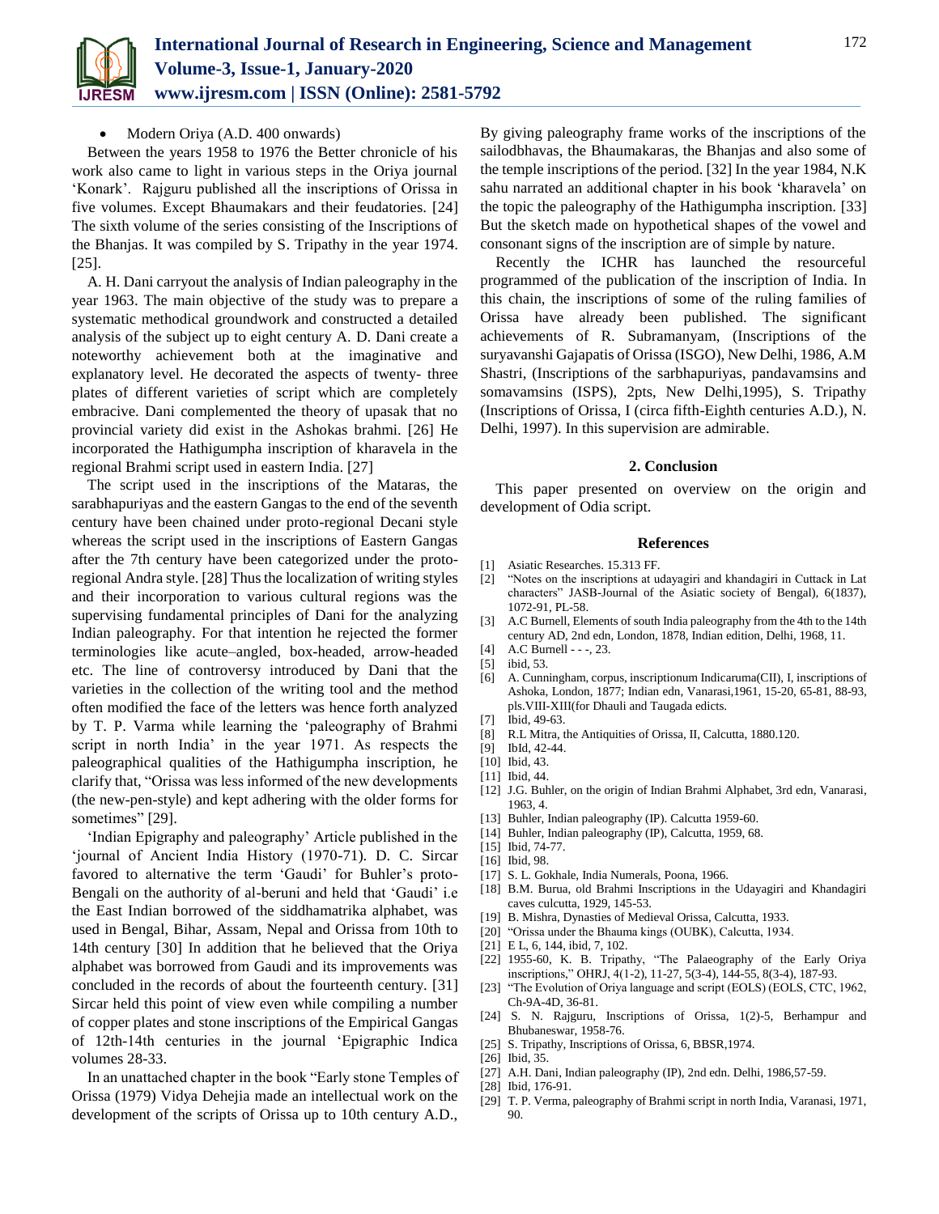- Modern Oriya (A.D. 400 onwards)

Between the years 1958 to 1976 the Better chronicle of his work also came to light in various steps in the Oriya journal 'Konark'. Rajguru published all the inscriptions of Orissa in five volumes. Except Bhaumakars and their feudatories. [24] The sixth volume of the series consisting of the Inscriptions of the Bhanjas. It was compiled by S. Tripathy in the year 1974. [25].

A. H. Dani carryout the analysis of Indian paleography in the year 1963. The main objective of the study was to prepare a systematic methodical groundwork and constructed a detailed analysis of the subject up to eight century A. D. Dani create a noteworthy achievement both at the imaginative and explanatory level. He decorated the aspects of twenty- three plates of different varieties of script which are completely embracive. Dani complemented the theory of upasak that no provincial variety did exist in the Ashokas brahmi. [26] He incorporated the Hathigumpha inscription of kharavela in the regional Brahmi script used in eastern India. [27]

The script used in the inscriptions of the Mataras, the sarabhapuriyas and the eastern Gangas to the end of the seventh century have been chained under proto-regional Decani style whereas the script used in the inscriptions of Eastern Gangas after the 7th century have been categorized under the proto-regional Andra style. [28] Thus the localization of writing styles and their incorporation to various cultural regions was the supervising fundamental principles of Dani for the analyzing Indian paleography. For that intention he rejected the former terminologies like acute–angled, box-headed, arrow-headed etc. The line of controversy introduced by Dani that the varieties in the collection of the writing tool and the method often modified the face of the letters was hence forth analyzed by T. P. Varma while learning the 'paleography of Brahmi script in north India' in the year 1971. As respects the paleographical qualities of the Hathigumpha inscription, he clarify that, "Orissa was less informed of the new developments (the new-pen-style) and kept adhering with the older forms for sometimes" [29].

'Indian Epigraphy and paleography' Article published in the 'journal of Ancient India History (1970-71). D. C. Sircar favored to alternative the term 'Gaudi' for Buhler's proto-Bengali on the authority of al-beruni and held that 'Gaudi' i.e the East Indian borrowed of the siddhamatrika alphabet, was used in Bengal, Bihar, Assam, Nepal and Orissa from 10th to 14th century [30] In addition that he believed that the Oriya alphabet was borrowed from Gaudi and its improvements was concluded in the records of about the fourteenth century. [31] Sircar held this point of view even while compiling a number of copper plates and stone inscriptions of the Empirical Gangas of 12th-14th centuries in the journal 'Epigraphic Indica volumes 28-33.

In an unattached chapter in the book "Early stone Temples of Orissa (1979) Vidya Dehejia made an intellectual work on the development of the scripts of Orissa up to 10th century A.D., By giving paleography frame works of the inscriptions of the sailodbhavas, the Bhaumakaras, the Bhanjas and also some of the temple inscriptions of the period. [32] In the year 1984, N.K sahu narrated an additional chapter in his book 'kharavela' on the topic the paleography of the Hathigumpha inscription. [33] But the sketch made on hypothetical shapes of the vowel and consonant signs of the inscription are of simple by nature.

Recently the ICHR has launched the resourceful programmed of the publication of the inscription of India. In this chain, the inscriptions of some of the ruling families of Orissa have already been published. The significant achievements of R. Subramanyam, (Inscriptions of the suryavanshi Gajapatis of Orissa (ISGO), New Delhi, 1986, A.M Shastri, (Inscriptions of the sarbhapuriyas, pandavamsins and somavamsins (ISPS), 2pts, New Delhi,1995), S. Tripathy (Inscriptions of Orissa, I (circa fifth-Eighth centuries A.D.), N. Delhi, 1997). In this supervision are admirable.

## 2. Conclusion

This paper presented on overview on the origin and development of Odia script.

## References

[1] Asiatic Researches. 15.313 FF.
[2] "Notes on the inscriptions at udayagiri and khandagiri in Cuttack in Lat characters" JASB-Journal of the Asiatic society of Bengal), 6(1837), 1072-91, PL-58.
[3] A.C Burnell, Elements of south India paleography from the 4th to the 14th century AD, 2nd edn, London, 1878, Indian edition, Delhi, 1968, 11.
[4] A.C Burnell - - -, 23.
[5] ibid, 53.
[6] A. Cunningham, corpus, inscriptionum Indicaruma(CII), I, inscriptions of Ashoka, London, 1877; Indian edn, Vanarasi,1961, 15-20, 65-81, 88-93, pls.VIII-XIII(for Dhauli and Taugada edicts.
[7] Ibid, 49-63.
[8] R.L Mitra, the Antiquities of Orissa, II, Calcutta, 1880.120.
[9] IbId, 42-44.
[10] Ibid, 43.
[11] Ibid, 44.
[12] J.G. Buhler, on the origin of Indian Brahmi Alphabet, 3rd edn, Vanarasi, 1963, 4.
[13] Buhler, Indian paleography (IP). Calcutta 1959-60.
[14] Buhler, Indian paleography (IP), Calcutta, 1959, 68.
[15] Ibid, 74-77.
[16] Ibid, 98.
[17] S. L. Gokhale, India Numerals, Poona, 1966.
[18] B.M. Burua, old Brahmi Inscriptions in the Udayagiri and Khandagiri caves culcutta, 1929, 145-53.
[19] B. Mishra, Dynasties of Medieval Orissa, Calcutta, 1933.
[20] "Orissa under the Bhauma kings (OUBK), Calcutta, 1934.
[21] E L, 6, 144, ibid, 7, 102.
[22] 1955-60, K. B. Tripathy, "The Palaeography of the Early Oriya inscriptions," OHRJ, 4(1-2), 11-27, 5(3-4), 144-55, 8(3-4), 187-93.
[23] "The Evolution of Oriya language and script (EOLS) (EOLS, CTC, 1962, Ch-9A-4D, 36-81.
[24] S. N. Rajguru, Inscriptions of Orissa, 1(2)-5, Berhampur and Bhubaneswar, 1958-76.
[25] S. Tripathy, Inscriptions of Orissa, 6, BBSR,1974.
[26] Ibid, 35.
[27] A.H. Dani, Indian paleography (IP), 2nd edn. Delhi, 1986,57-59.
[28] Ibid, 176-91.
[29] T. P. Verma, paleography of Brahmi script in north India, Varanasi, 1971, 90.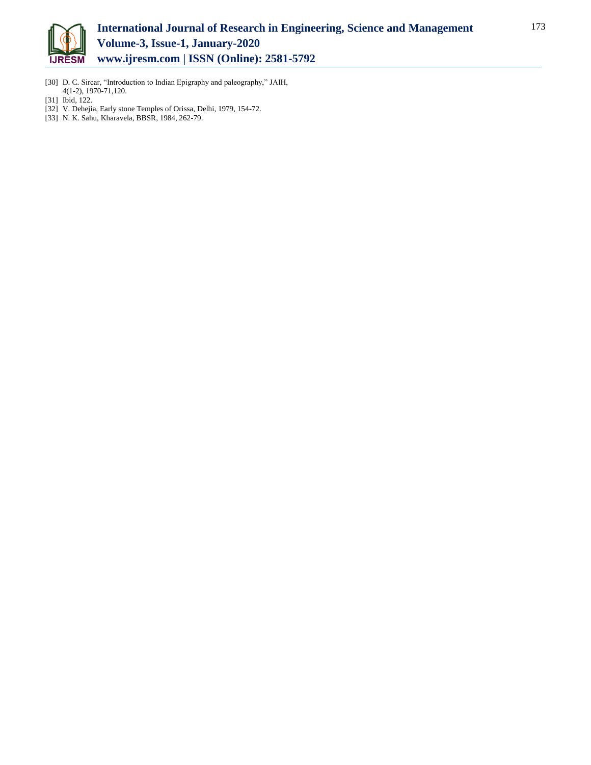[30] D. C. Sircar, "Introduction to Indian Epigraphy and paleography," JAIH, 4(1-2), 1970-71,120.
[31] Ibid, 122.
[32] V. Dehejia, Early stone Temples of Orissa, Delhi, 1979, 154-72.
[33] N. K. Sahu, Kharavela, BBSR, 1984, 262-79.